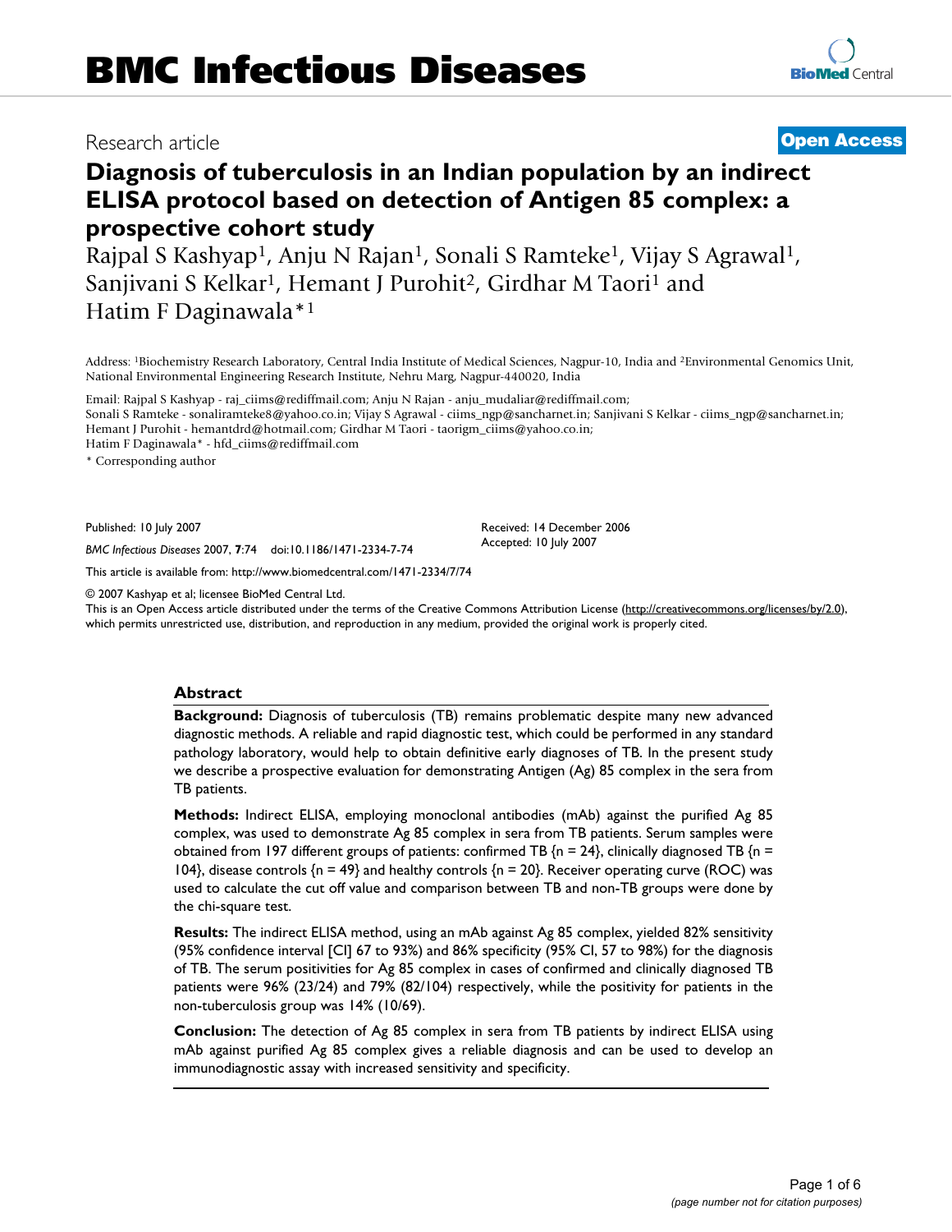# BMC Infectious Diseases

Research article **Open Access**

# Diagnosis of tuberculosis in an Indian population by an indirect ELISA protocol based on detection of Antigen 85 complex: a prospective cohort study

Rajpal S Kashyap[1], Anju N Rajan[1], Sonali S Ramteke[1], Vijay S Agrawal[1], Sanjivani S Kelkar[1], Hemant J Purohit[2], Girdhar M Taori[1] and Hatim F Daginawala*[1]

Address: [1]Biochemistry Research Laboratory, Central India Institute of Medical Sciences, Nagpur-10, India and [2]Environmental Genomics Unit, National Environmental Engineering Research Institute, Nehru Marg, Nagpur-440020, India

Email: Rajpal S Kashyap - raj_ciims@rediffmail.com; Anju N Rajan - anju_mudaliar@rediffmail.com; Sonali S Ramteke - sonaliramteke8@yahoo.co.in; Vijay S Agrawal - ciims_ngp@sancharnet.in; Sanjivani S Kelkar - ciims_ngp@sancharnet.in; Hemant J Purohit - hemantdrd@hotmail.com; Girdhar M Taori - taorigm_ciims@yahoo.co.in; Hatim F Daginawala* - hfd_ciims@rediffmail.com

* Corresponding author

Published: 10 July 2007

*BMC Infectious Diseases* 2007, **7**:74 doi:10.1186/1471-2334-7-74

Received: 14 December 2006
Accepted: 10 July 2007

This article is available from: http://www.biomedcentral.com/1471-2334/7/74

© 2007 Kashyap et al; licensee BioMed Central Ltd.

This is an Open Access article distributed under the terms of the Creative Commons Attribution License (http://creativecommons.org/licenses/by/2.0), which permits unrestricted use, distribution, and reproduction in any medium, provided the original work is properly cited.

## Abstract

**Background:** Diagnosis of tuberculosis (TB) remains problematic despite many new advanced diagnostic methods. A reliable and rapid diagnostic test, which could be performed in any standard pathology laboratory, would help to obtain definitive early diagnoses of TB. In the present study we describe a prospective evaluation for demonstrating Antigen (Ag) 85 complex in the sera from TB patients.

**Methods:** Indirect ELISA, employing monoclonal antibodies (mAb) against the purified Ag 85 complex, was used to demonstrate Ag 85 complex in sera from TB patients. Serum samples were obtained from 197 different groups of patients: confirmed TB {n = 24}, clinically diagnosed TB {n = 104}, disease controls {n = 49} and healthy controls {n = 20}. Receiver operating curve (ROC) was used to calculate the cut off value and comparison between TB and non-TB groups were done by the chi-square test.

**Results:** The indirect ELISA method, using an mAb against Ag 85 complex, yielded 82% sensitivity (95% confidence interval [CI] 67 to 93%) and 86% specificity (95% CI, 57 to 98%) for the diagnosis of TB. The serum positivities for Ag 85 complex in cases of confirmed and clinically diagnosed TB patients were 96% (23/24) and 79% (82/104) respectively, while the positivity for patients in the non-tuberculosis group was 14% (10/69).

**Conclusion:** The detection of Ag 85 complex in sera from TB patients by indirect ELISA using mAb against purified Ag 85 complex gives a reliable diagnosis and can be used to develop an immunodiagnostic assay with increased sensitivity and specificity.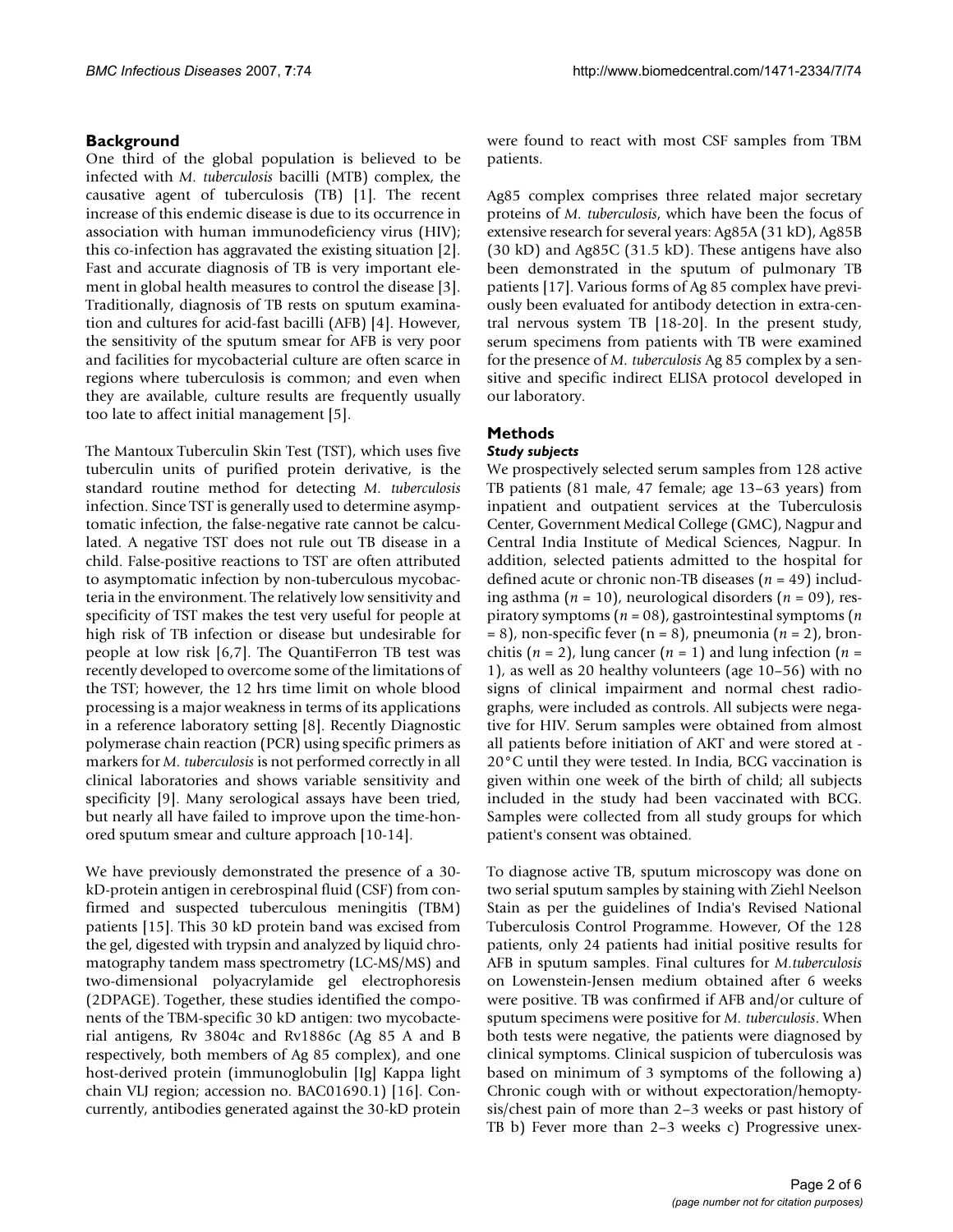## Background

One third of the global population is believed to be infected with *M. tuberculosis* bacilli (MTB) complex, the causative agent of tuberculosis (TB) [1]. The recent increase of this endemic disease is due to its occurrence in association with human immunodeficiency virus (HIV); this co-infection has aggravated the existing situation [2]. Fast and accurate diagnosis of TB is very important element in global health measures to control the disease [3]. Traditionally, diagnosis of TB rests on sputum examination and cultures for acid-fast bacilli (AFB) [4]. However, the sensitivity of the sputum smear for AFB is very poor and facilities for mycobacterial culture are often scarce in regions where tuberculosis is common; and even when they are available, culture results are frequently usually too late to affect initial management [5].

The Mantoux Tuberculin Skin Test (TST), which uses five tuberculin units of purified protein derivative, is the standard routine method for detecting *M. tuberculosis* infection. Since TST is generally used to determine asymptomatic infection, the false-negative rate cannot be calculated. A negative TST does not rule out TB disease in a child. False-positive reactions to TST are often attributed to asymptomatic infection by non-tuberculous mycobacteria in the environment. The relatively low sensitivity and specificity of TST makes the test very useful for people at high risk of TB infection or disease but undesirable for people at low risk [6,7]. The QuantiFerron TB test was recently developed to overcome some of the limitations of the TST; however, the 12 hrs time limit on whole blood processing is a major weakness in terms of its applications in a reference laboratory setting [8]. Recently Diagnostic polymerase chain reaction (PCR) using specific primers as markers for *M. tuberculosis* is not performed correctly in all clinical laboratories and shows variable sensitivity and specificity [9]. Many serological assays have been tried, but nearly all have failed to improve upon the time-honored sputum smear and culture approach [10-14].

We have previously demonstrated the presence of a 30-kD-protein antigen in cerebrospinal fluid (CSF) from confirmed and suspected tuberculous meningitis (TBM) patients [15]. This 30 kD protein band was excised from the gel, digested with trypsin and analyzed by liquid chromatography tandem mass spectrometry (LC-MS/MS) and two-dimensional polyacrylamide gel electrophoresis (2DPAGE). Together, these studies identified the components of the TBM-specific 30 kD antigen: two mycobacterial antigens, Rv 3804c and Rv1886c (Ag 85 A and B respectively, both members of Ag 85 complex), and one host-derived protein (immunoglobulin [Ig] Kappa light chain VLJ region; accession no. BAC01690.1) [16]. Concurrently, antibodies generated against the 30-kD protein were found to react with most CSF samples from TBM patients.

Ag85 complex comprises three related major secretary proteins of *M. tuberculosis*, which have been the focus of extensive research for several years: Ag85A (31 kD), Ag85B (30 kD) and Ag85C (31.5 kD). These antigens have also been demonstrated in the sputum of pulmonary TB patients [17]. Various forms of Ag 85 complex have previously been evaluated for antibody detection in extra-central nervous system TB [18-20]. In the present study, serum specimens from patients with TB were examined for the presence of *M. tuberculosis* Ag 85 complex by a sensitive and specific indirect ELISA protocol developed in our laboratory.

## Methods

### *Study subjects*

We prospectively selected serum samples from 128 active TB patients (81 male, 47 female; age 13–63 years) from inpatient and outpatient services at the Tuberculosis Center, Government Medical College (GMC), Nagpur and Central India Institute of Medical Sciences, Nagpur. In addition, selected patients admitted to the hospital for defined acute or chronic non-TB diseases ($n$ = 49) including asthma ($n$ = 10), neurological disorders ($n$ = 09), respiratory symptoms ($n$ = 08), gastrointestinal symptoms ($n$ = 8), non-specific fever (n = 8), pneumonia ($n$ = 2), bronchitis ($n$ = 2), lung cancer ($n$ = 1) and lung infection ($n$ = 1), as well as 20 healthy volunteers (age 10–56) with no signs of clinical impairment and normal chest radiographs, were included as controls. All subjects were negative for HIV. Serum samples were obtained from almost all patients before initiation of AKT and were stored at -20°C until they were tested. In India, BCG vaccination is given within one week of the birth of child; all subjects included in the study had been vaccinated with BCG. Samples were collected from all study groups for which patient's consent was obtained.

To diagnose active TB, sputum microscopy was done on two serial sputum samples by staining with Ziehl Neelson Stain as per the guidelines of India's Revised National Tuberculosis Control Programme. However, Of the 128 patients, only 24 patients had initial positive results for AFB in sputum samples. Final cultures for *M.tuberculosis* on Lowenstein-Jensen medium obtained after 6 weeks were positive. TB was confirmed if AFB and/or culture of sputum specimens were positive for *M. tuberculosis*. When both tests were negative, the patients were diagnosed by clinical symptoms. Clinical suspicion of tuberculosis was based on minimum of 3 symptoms of the following a) Chronic cough with or without expectoration/hemoptysis/chest pain of more than 2–3 weeks or past history of TB b) Fever more than 2–3 weeks c) Progressive unex-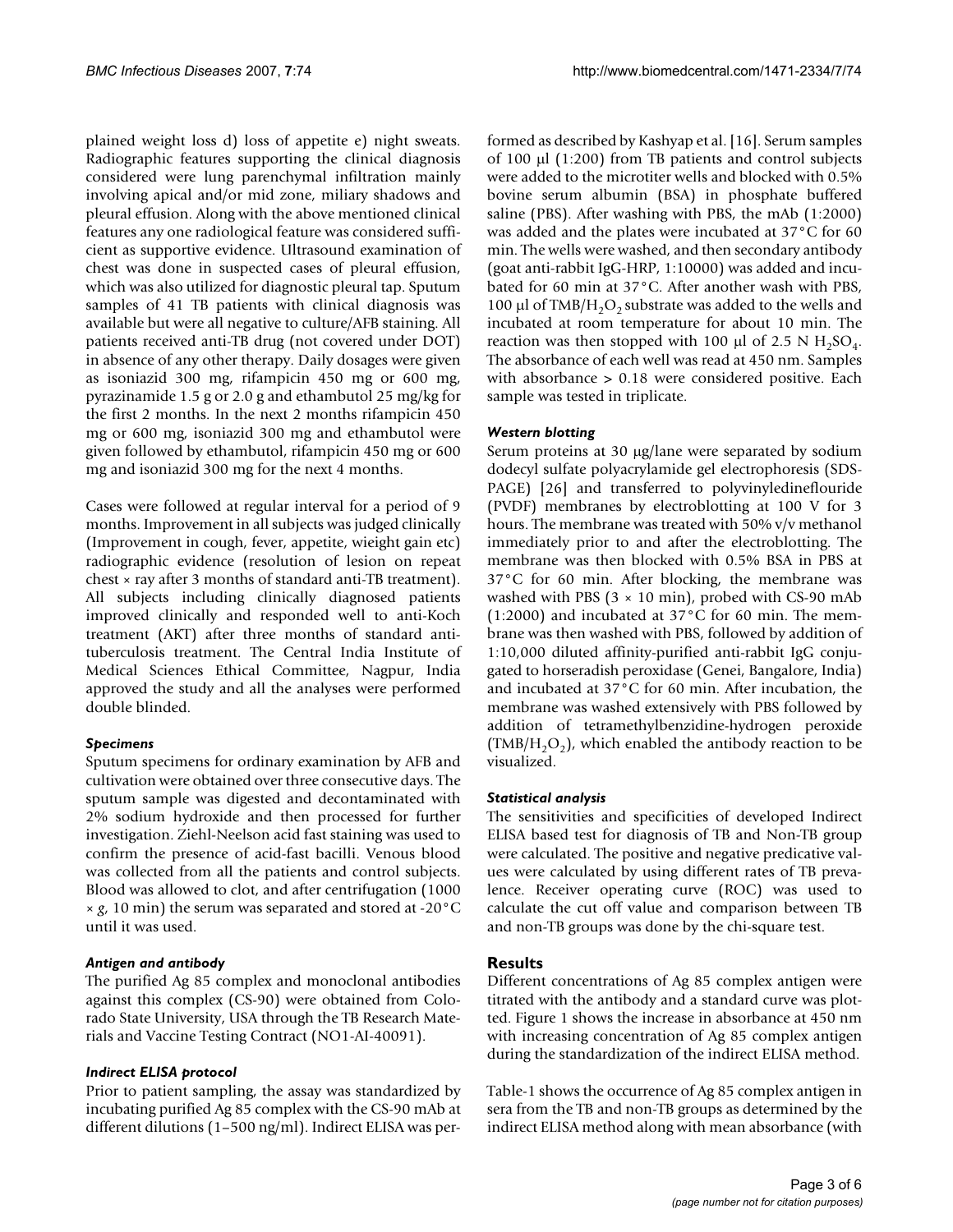plained weight loss d) loss of appetite e) night sweats. Radiographic features supporting the clinical diagnosis considered were lung parenchymal infiltration mainly involving apical and/or mid zone, miliary shadows and pleural effusion. Along with the above mentioned clinical features any one radiological feature was considered sufficient as supportive evidence. Ultrasound examination of chest was done in suspected cases of pleural effusion, which was also utilized for diagnostic pleural tap. Sputum samples of 41 TB patients with clinical diagnosis was available but were all negative to culture/AFB staining. All patients received anti-TB drug (not covered under DOT) in absence of any other therapy. Daily dosages were given as isoniazid 300 mg, rifampicin 450 mg or 600 mg, pyrazinamide 1.5 g or 2.0 g and ethambutol 25 mg/kg for the first 2 months. In the next 2 months rifampicin 450 mg or 600 mg, isoniazid 300 mg and ethambutol were given followed by ethambutol, rifampicin 450 mg or 600 mg and isoniazid 300 mg for the next 4 months.

Cases were followed at regular interval for a period of 9 months. Improvement in all subjects was judged clinically (Improvement in cough, fever, appetite, wieight gain etc) radiographic evidence (resolution of lesion on repeat chest × ray after 3 months of standard anti-TB treatment). All subjects including clinically diagnosed patients improved clinically and responded well to anti-Koch treatment (AKT) after three months of standard anti-tuberculosis treatment. The Central India Institute of Medical Sciences Ethical Committee, Nagpur, India approved the study and all the analyses were performed double blinded.

### *Specimens*

Sputum specimens for ordinary examination by AFB and cultivation were obtained over three consecutive days. The sputum sample was digested and decontaminated with 2% sodium hydroxide and then processed for further investigation. Ziehl-Neelson acid fast staining was used to confirm the presence of acid-fast bacilli. Venous blood was collected from all the patients and control subjects. Blood was allowed to clot, and after centrifugation (1000 × *g*, 10 min) the serum was separated and stored at -20°C until it was used.

### *Antigen and antibody*

The purified Ag 85 complex and monoclonal antibodies against this complex (CS-90) were obtained from Colorado State University, USA through the TB Research Materials and Vaccine Testing Contract (NO1-AI-40091).

### *Indirect ELISA protocol*

Prior to patient sampling, the assay was standardized by incubating purified Ag 85 complex with the CS-90 mAb at different dilutions (1–500 ng/ml). Indirect ELISA was performed as described by Kashyap et al. [16]. Serum samples of 100 μl (1:200) from TB patients and control subjects were added to the microtiter wells and blocked with 0.5% bovine serum albumin (BSA) in phosphate buffered saline (PBS). After washing with PBS, the mAb (1:2000) was added and the plates were incubated at 37°C for 60 min. The wells were washed, and then secondary antibody (goat anti-rabbit IgG-HRP, 1:10000) was added and incubated for 60 min at 37°C. After another wash with PBS, 100 μl of $TMB/H_2O_2$ substrate was added to the wells and incubated at room temperature for about 10 min. The reaction was then stopped with 100 μl of 2.5 N $H_2SO_4$. The absorbance of each well was read at 450 nm. Samples with absorbance > 0.18 were considered positive. Each sample was tested in triplicate.

### *Western blotting*

Serum proteins at 30 μg/lane were separated by sodium dodecyl sulfate polyacrylamide gel electrophoresis (SDS-PAGE) [26] and transferred to polyvinylideneflouride (PVDF) membranes by electroblotting at 100 V for 3 hours. The membrane was treated with 50% v/v methanol immediately prior to and after the electroblotting. The membrane was then blocked with 0.5% BSA in PBS at 37°C for 60 min. After blocking, the membrane was washed with PBS (3 × 10 min), probed with CS-90 mAb (1:2000) and incubated at 37°C for 60 min. The membrane was then washed with PBS, followed by addition of 1:10,000 diluted affinity-purified anti-rabbit IgG conjugated to horseradish peroxidase (Genei, Bangalore, India) and incubated at 37°C for 60 min. After incubation, the membrane was washed extensively with PBS followed by addition of tetramethylbenzidine-hydrogen peroxide ($TMB/H_2O_2$), which enabled the antibody reaction to be visualized.

### *Statistical analysis*

The sensitivities and specificities of developed Indirect ELISA based test for diagnosis of TB and Non-TB group were calculated. The positive and negative predicative values were calculated by using different rates of TB prevalence. Receiver operating curve (ROC) was used to calculate the cut off value and comparison between TB and non-TB groups was done by the chi-square test.

## Results

Different concentrations of Ag 85 complex antigen were titrated with the antibody and a standard curve was plotted. Figure 1 shows the increase in absorbance at 450 nm with increasing concentration of Ag 85 complex antigen during the standardization of the indirect ELISA method.

Table-1 shows the occurrence of Ag 85 complex antigen in sera from the TB and non-TB groups as determined by the indirect ELISA method along with mean absorbance (with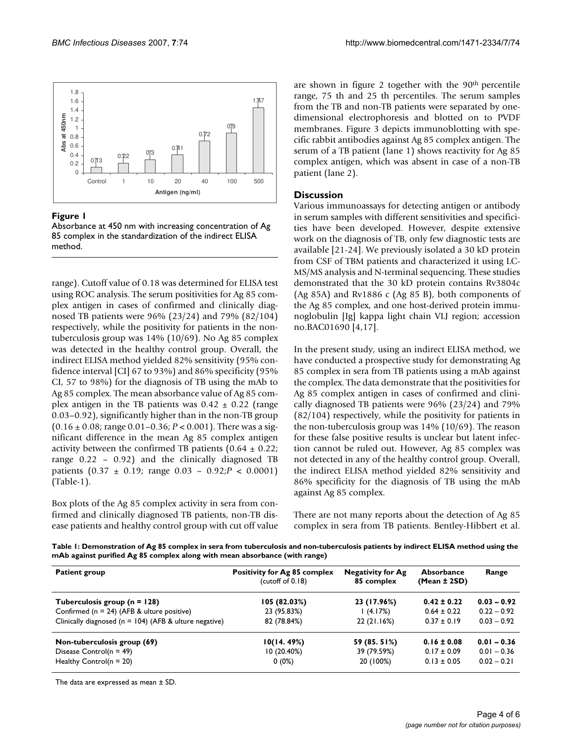**Figure 1**

Absorbance at 450 nm with increasing concentration of Ag 85 complex in the standardization of the indirect ELISA method.

range). Cutoff value of 0.18 was determined for ELISA test using ROC analysis. The serum positivities for Ag 85 complex antigen in cases of confirmed and clinically diagnosed TB patients were 96% (23/24) and 79% (82/104) respectively, while the positivity for patients in the non-tuberculosis group was 14% (10/69). No Ag 85 complex was detected in the healthy control group. Overall, the indirect ELISA method yielded 82% sensitivity (95% confidence interval [CI] 67 to 93%) and 86% specificity (95% CI, 57 to 98%) for the diagnosis of TB using the mAb to Ag 85 complex. The mean absorbance value of Ag 85 complex antigen in the TB patients was 0.42 ± 0.22 (range 0.03–0.92), significantly higher than in the non-TB group (0.16 ± 0.08; range 0.01–0.36; $P < 0.001$). There was a significant difference in the mean Ag 85 complex antigen activity between the confirmed TB patients (0.64 ± 0.22; range 0.22 – 0.92) and the clinically diagnosed TB patients (0.37 ± 0.19; range 0.03 – 0.92;$P < 0.0001$) (Table-1).

Box plots of the Ag 85 complex activity in sera from confirmed and clinically diagnosed TB patients, non-TB disease patients and healthy control group with cut off value are shown in figure 2 together with the 90[th] percentile range, 75 th and 25 th percentiles. The serum samples from the TB and non-TB patients were separated by one-dimensional electrophoresis and blotted on to PVDF membranes. Figure 3 depicts immunoblotting with specific rabbit antibodies against Ag 85 complex antigen. The serum of a TB patient (lane 1) shows reactivity for Ag 85 complex antigen, which was absent in case of a non-TB patient (lane 2).

## Discussion

Various immunoassays for detecting antigen or antibody in serum samples with different sensitivities and specificities have been developed. However, despite extensive work on the diagnosis of TB, only few diagnostic tests are available [21-24]. We previously isolated a 30 kD protein from CSF of TBM patients and characterized it using LC-MS/MS analysis and N-terminal sequencing. These studies demonstrated that the 30 kD protein contains Rv3804c (Ag 85A) and Rv1886 c (Ag 85 B), both components of the Ag 85 complex, and one host-derived protein immunoglobulin [Ig] kappa light chain VLJ region; accession no.BAC01690 [4,17].

In the present study, using an indirect ELISA method, we have conducted a prospective study for demonstrating Ag 85 complex in sera from TB patients using a mAb against the complex. The data demonstrate that the positivities for Ag 85 complex antigen in cases of confirmed and clinically diagnosed TB patients were 96% (23/24) and 79% (82/104) respectively, while the positivity for patients in the non-tuberculosis group was 14% (10/69). The reason for these false positive results is unclear but latent infection cannot be ruled out. However, Ag 85 complex was not detected in any of the healthy control group. Overall, the indirect ELISA method yielded 82% sensitivity and 86% specificity for the diagnosis of TB using the mAb against Ag 85 complex.

There are not many reports about the detection of Ag 85 complex in sera from TB patients. Bentley-Hibbert et al.

**Table 1: Demonstration of Ag 85 complex in sera from tuberculosis and non-tuberculosis patients by indirect ELISA method using the mAb against purified Ag 85 complex along with mean absorbance (with range)**

| Patient group | Positivity for Ag 85 complex (cutoff of 0.18) | Negativity for Ag 85 complex | Absorbance (Mean ± 2SD) | Range |
|---|---|---|---|---|
| **Tuberculosis group (n = 128)** | **105 (82.03%)** | **23 (17.96%)** | **0.42 ± 0.22** | **0.03 – 0.92** |
| Confirmed (n = 24) (AFB & ulture positive) | 23 (95.83%) | 1 (4.17%) | 0.64 ± 0.22 | 0.22 – 0.92 |
| Clinically diagnosed (n = 104) (AFB & ulture negative) | 82 (78.84%) | 22 (21.16%) | 0.37 ± 0.19 | 0.03 – 0.92 |
| **Non-tuberculosis group (69)** | **10(14. 49%)** | **59 (85. 51%)** | **0.16 ± 0.08** | **0.01 – 0.36** |
| Disease Control(n = 49) | 10 (20.40%) | 39 (79.59%) | 0.17 ± 0.09 | 0.01 – 0.36 |
| Healthy Control(n = 20) | 0 (0%) | 20 (100%) | 0.13 ± 0.05 | 0.02 – 0.21 |

The data are expressed as mean ± SD.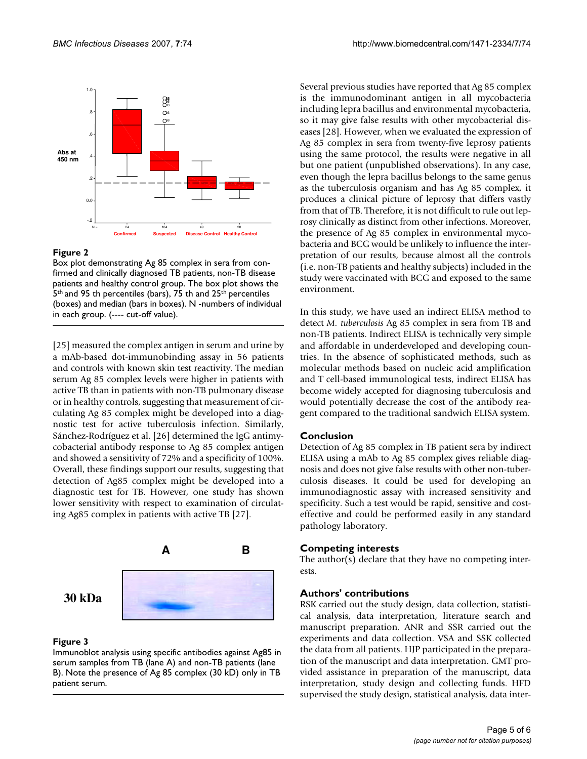**Figure 2**

Box plot demonstrating Ag 85 complex in sera from confirmed and clinically diagnosed TB patients, non-TB disease patients and healthy control group. The box plot shows the 5th and 95 th percentiles (bars), 75 th and 25th percentiles (boxes) and median (bars in boxes). N -numbers of individual in each group. (---- cut-off value).

[25] measured the complex antigen in serum and urine by a mAb-based dot-immunobinding assay in 56 patients and controls with known skin test reactivity. The median serum Ag 85 complex levels were higher in patients with active TB than in patients with non-TB pulmonary disease or in healthy controls, suggesting that measurement of circulating Ag 85 complex might be developed into a diagnostic test for active tuberculosis infection. Similarly, Sánchez-Rodríguez et al. [26] determined the IgG antimycobacterial antibody response to Ag 85 complex antigen and showed a sensitivity of 72% and a specificity of 100%. Overall, these findings support our results, suggesting that detection of Ag85 complex might be developed into a diagnostic test for TB. However, one study has shown lower sensitivity with respect to examination of circulating Ag85 complex in patients with active TB [27].

**Figure 3**

Immunoblot analysis using specific antibodies against Ag85 in serum samples from TB (lane A) and non-TB patients (lane B). Note the presence of Ag 85 complex (30 kD) only in TB patient serum.

Several previous studies have reported that Ag 85 complex is the immunodominant antigen in all mycobacteria including lepra bacillus and environmental mycobacteria, so it may give false results with other mycobacterial diseases [28]. However, when we evaluated the expression of Ag 85 complex in sera from twenty-five leprosy patients using the same protocol, the results were negative in all but one patient (unpublished observations). In any case, even though the lepra bacillus belongs to the same genus as the tuberculosis organism and has Ag 85 complex, it produces a clinical picture of leprosy that differs vastly from that of TB. Therefore, it is not difficult to rule out leprosy clinically as distinct from other infections. Moreover, the presence of Ag 85 complex in environmental mycobacteria and BCG would be unlikely to influence the interpretation of our results, because almost all the controls (i.e. non-TB patients and healthy subjects) included in the study were vaccinated with BCG and exposed to the same environment.

In this study, we have used an indirect ELISA method to detect *M. tuberculosis* Ag 85 complex in sera from TB and non-TB patients. Indirect ELISA is technically very simple and affordable in underdeveloped and developing countries. In the absence of sophisticated methods, such as molecular methods based on nucleic acid amplification and T cell-based immunological tests, indirect ELISA has become widely accepted for diagnosing tuberculosis and would potentially decrease the cost of the antibody reagent compared to the traditional sandwich ELISA system.

## Conclusion

Detection of Ag 85 complex in TB patient sera by indirect ELISA using a mAb to Ag 85 complex gives reliable diagnosis and does not give false results with other non-tuberculosis diseases. It could be used for developing an immunodiagnostic assay with increased sensitivity and specificity. Such a test would be rapid, sensitive and cost-effective and could be performed easily in any standard pathology laboratory.

## Competing interests

The author(s) declare that they have no competing interests.

## Authors' contributions

RSK carried out the study design, data collection, statistical analysis, data interpretation, literature search and manuscript preparation. ANR and SSR carried out the experiments and data collection. VSA and SSK collected the data from all patients. HJP participated in the preparation of the manuscript and data interpretation. GMT provided assistance in preparation of the manuscript, data interpretation, study design and collecting funds. HFD supervised the study design, statistical analysis, data inter-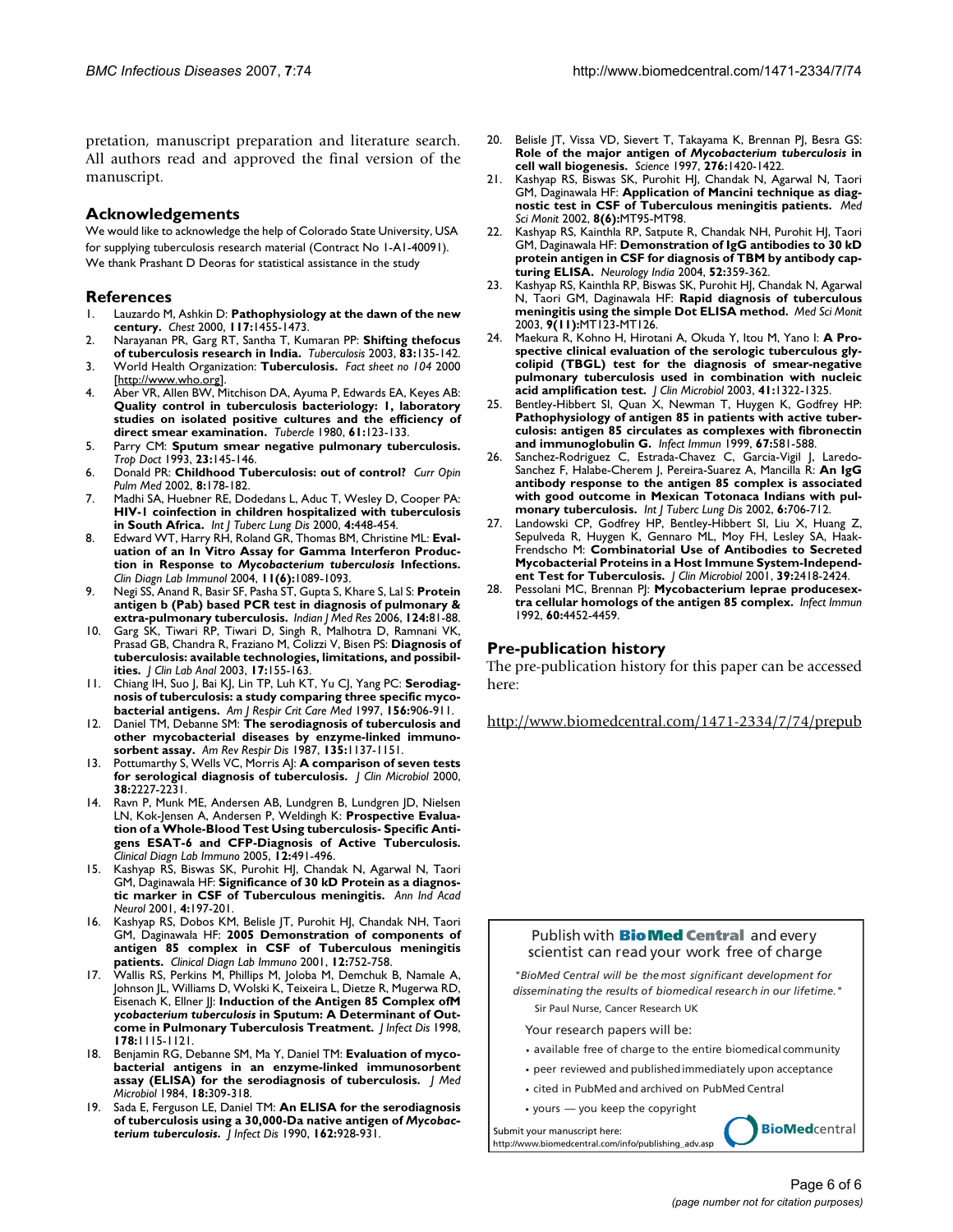pretation, manuscript preparation and literature search. All authors read and approved the final version of the manuscript.

## Acknowledgements

We would like to acknowledge the help of Colorado State University, USA for supplying tuberculosis research material (Contract No 1-A1-40091). We thank Prashant D Deoras for statistical assistance in the study

## References

1. Lauzardo M, Ashkin D: **Pathophysiology at the dawn of the new century.** *Chest* 2000, **117:**1455-1473.
2. Narayanan PR, Garg RT, Santha T, Kumaran PP: **Shifting thefocus of tuberculosis research in India.** *Tuberculosis* 2003, **83:**135-142.
3. World Health Organization: **Tuberculosis.** *Fact sheet no 104* 2000 [http://www.who.org].
4. Aber VR, Allen BW, Mitchison DA, Ayuma P, Edwards EA, Keyes AB: **Quality control in tuberculosis bacteriology: 1, laboratory studies on isolated positive cultures and the efficiency of direct smear examination.** *Tubercle* 1980, **61:**123-133.
5. Parry CM: **Sputum smear negative pulmonary tuberculosis.** *Trop Doct* 1993, **23:**145-146.
6. Donald PR: **Childhood Tuberculosis: out of control?** *Curr Opin Pulm Med* 2002, **8:**178-182.
7. Madhi SA, Huebner RE, Dodedans L, Aduc T, Wesley D, Cooper PA: **HIV-1 coinfection in children hospitalized with tuberculosis in South Africa.** *Int J Tuberc Lung Dis* 2000, **4:**448-454.
8. Edward WT, Harry RH, Roland GR, Thomas BM, Christine ML: **Evaluation of an In Vitro Assay for Gamma Interferon Production in Response to *Mycobacterium tuberculosis* Infections.** *Clin Diagn Lab Immunol* 2004, **11(6):**1089-1093.
9. Negi SS, Anand R, Basir SF, Pasha ST, Gupta S, Khare S, Lal S: **Protein antigen b (Pab) based PCR test in diagnosis of pulmonary & extra-pulmonary tuberculosis.** *Indian J Med Res* 2006, **124:**81-88.
10. Garg SK, Tiwari RP, Tiwari D, Singh R, Malhotra D, Ramnani VK, Prasad GB, Chandra R, Fraziano M, Colizzi V, Bisen PS: **Diagnosis of tuberculosis: available technologies, limitations, and possibilities.** *J Clin Lab Anal* 2003, **17:**155-163.
11. Chiang IH, Suo J, Bai KJ, Lin TP, Luh KT, Yu CJ, Yang PC: **Serodiagnosis of tuberculosis: a study comparing three specific mycobacterial antigens.** *Am J Respir Crit Care Med* 1997, **156:**906-911.
12. Daniel TM, Debanne SM: **The serodiagnosis of tuberculosis and other mycobacterial diseases by enzyme-linked immunosorbent assay.** *Am Rev Respir Dis* 1987, **135:**1137-1151.
13. Pottumarthy S, Wells VC, Morris AJ: **A comparison of seven tests for serological diagnosis of tuberculosis.** *J Clin Microbiol* 2000, **38:**2227-2231.
14. Ravn P, Munk ME, Andersen AB, Lundgren B, Lundgren JD, Nielsen LN, Kok-Jensen A, Andersen P, Weldingh K: **Prospective Evaluation of a Whole-Blood Test Using tuberculosis- Specific Antigens ESAT-6 and CFP-Diagnosis of Active Tuberculosis.** *Clinical Diagn Lab Immuno* 2005, **12:**491-496.
15. Kashyap RS, Biswas SK, Purohit HJ, Chandak N, Agarwal N, Taori GM, Daginawala HF: **Significance of 30 kD Protein as a diagnostic marker in CSF of Tuberculous meningitis.** *Ann Ind Acad Neurol* 2001, **4:**197-201.
16. Kashyap RS, Dobos KM, Belisle JT, Purohit HJ, Chandak NH, Taori GM, Daginawala HF: **2005 Demonstration of components of antigen 85 complex in CSF of Tuberculous meningitis patients.** *Clinical Diagn Lab Immuno* 2001, **12:**752-758.
17. Wallis RS, Perkins M, Phillips M, Joloba M, Demchuk B, Namale A, Johnson JL, Williams D, Wolski K, Teixeira L, Dietze R, Mugerwa RD, Eisenach K, Ellner JJ: **Induction of the Antigen 85 Complex ofM ycobacterium tuberculosis in Sputum: A Determinant of Outcome in Pulmonary Tuberculosis Treatment.** *J Infect Dis* 1998, **178:**1115-1121.
18. Benjamin RG, Debanne SM, Ma Y, Daniel TM: **Evaluation of mycobacterial antigens in an enzyme-linked immunosorbent assay (ELISA) for the serodiagnosis of tuberculosis.** *J Med Microbiol* 1984, **18:**309-318.
19. Sada E, Ferguson LE, Daniel TM: **An ELISA for the serodiagnosis of tuberculosis using a 30,000-Da native antigen of *Mycobacterium tuberculosis*.** *J Infect Dis* 1990, **162:**928-931.
20. Belisle JT, Vissa VD, Sievert T, Takayama K, Brennan PJ, Besra GS: **Role of the major antigen of *Mycobacterium tuberculosis* in cell wall biogenesis.** *Science* 1997, **276:**1420-1422.
21. Kashyap RS, Biswas SK, Purohit HJ, Chandak N, Agarwal N, Taori GM, Daginawala HF: **Application of Mancini technique as diagnostic test in CSF of Tuberculous meningitis patients.** *Med Sci Monit* 2002, **8(6):**MT95-MT98.
22. Kashyap RS, Kainthla RP, Satpute R, Chandak NH, Purohit HJ, Taori GM, Daginawala HF: **Demonstration of IgG antibodies to 30 kD protein antigen in CSF for diagnosis of TBM by antibody capturing ELISA.** *Neurology India* 2004, **52:**359-362.
23. Kashyap RS, Kainthla RP, Biswas SK, Purohit HJ, Chandak N, Agarwal N, Taori GM, Daginawala HF: **Rapid diagnosis of tuberculous meningitis using the simple Dot ELISA method.** *Med Sci Monit* 2003, **9(11):**MT123-MT126.
24. Maekura R, Kohno H, Hirotani A, Okuda Y, Itou M, Yano I: **A Prospective clinical evaluation of the serologic tuberculous glycolipid (TBGL) test for the diagnosis of smear-negative pulmonary tuberculosis used in combination with nucleic acid amplification test.** *J Clin Microbiol* 2003, **41:**1322-1325.
25. Bentley-Hibbert SI, Quan X, Newman T, Huygen K, Godfrey HP: **Pathophysiology of antigen 85 in patients with active tuberculosis: antigen 85 circulates as complexes with fibronectin and immunoglobulin G.** *Infect Immun* 1999, **67:**581-588.
26. Sanchez-Rodriguez C, Estrada-Chavez C, Garcia-Vigil J, Laredo-Sanchez F, Halabe-Cherem J, Pereira-Suarez A, Mancilla R: **An IgG antibody response to the antigen 85 complex is associated with good outcome in Mexican Totonaca Indians with pulmonary tuberculosis.** *Int J Tuberc Lung Dis* 2002, **6:**706-712.
27. Landowski CP, Godfrey HP, Bentley-Hibbert SI, Liu X, Huang Z, Sepulveda R, Huygen K, Gennaro ML, Moy FH, Lesley SA, Haak-Frendscho M: **Combinatorial Use of Antibodies to Secreted Mycobacterial Proteins in a Host Immune System-Independent Test for Tuberculosis.** *J Clin Microbiol* 2001, **39:**2418-2424.
28. Pessolani MC, Brennan PJ: **Mycobacterium leprae producesextra cellular homologs of the antigen 85 complex.** *Infect Immun* 1992, **60:**4452-4459.

## Pre-publication history

The pre-publication history for this paper can be accessed here:

http://www.biomedcentral.com/1471-2334/7/74/prepub